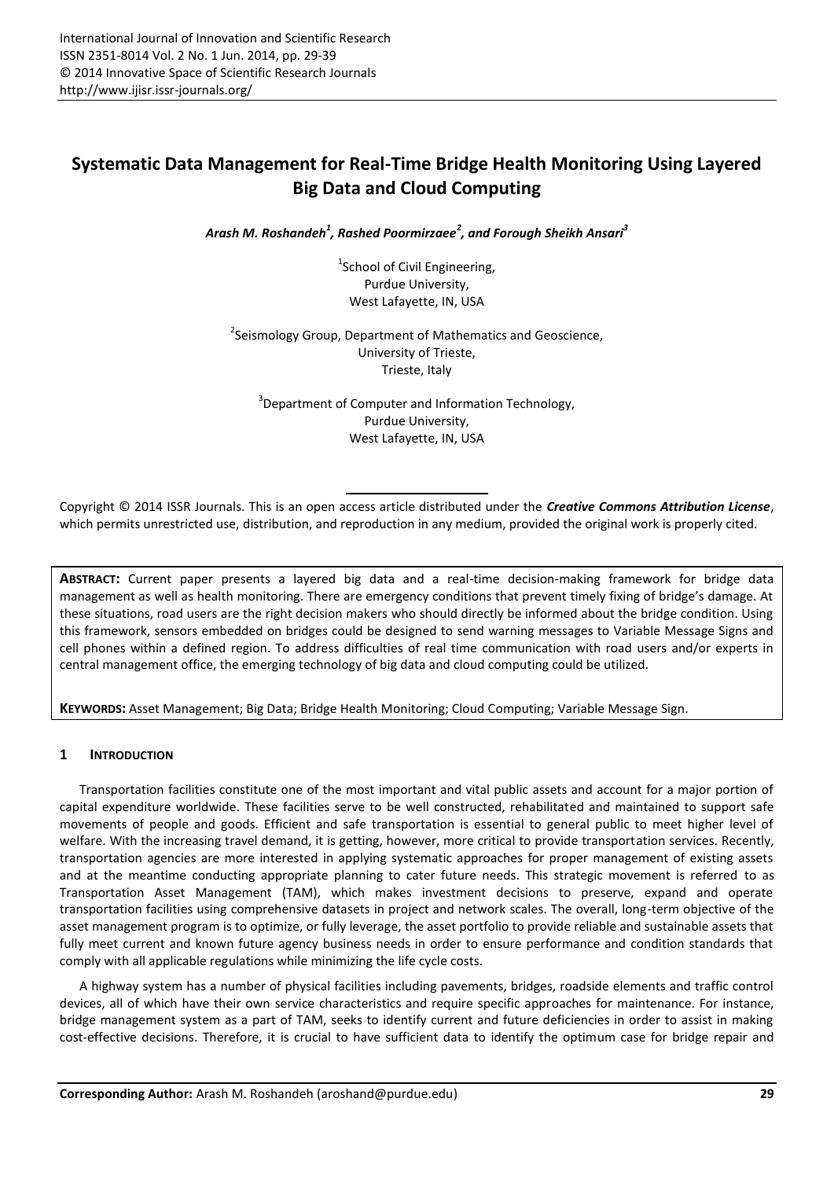# Systematic Data Management for Real-Time Bridge Health Monitoring Using Layered Big Data and Cloud Computing

***Arash M. Roshandeh[1], Rashed Poormirzaee[2], and Forough Sheikh Ansari[3]***

[1]School of Civil Engineering,
Purdue University,
West Lafayette, IN, USA

[2]Seismology Group, Department of Mathematics and Geoscience,
University of Trieste,
Trieste, Italy

[3]Department of Computer and Information Technology,
Purdue University,
West Lafayette, IN, USA

Copyright © 2014 ISSR Journals. This is an open access article distributed under the ***Creative Commons Attribution License***, which permits unrestricted use, distribution, and reproduction in any medium, provided the original work is properly cited.

**ABSTRACT:** Current paper presents a layered big data and a real-time decision-making framework for bridge data management as well as health monitoring. There are emergency conditions that prevent timely fixing of bridge's damage. At these situations, road users are the right decision makers who should directly be informed about the bridge condition. Using this framework, sensors embedded on bridges could be designed to send warning messages to Variable Message Signs and cell phones within a defined region. To address difficulties of real time communication with road users and/or experts in central management office, the emerging technology of big data and cloud computing could be utilized.

**KEYWORDS:** Asset Management; Big Data; Bridge Health Monitoring; Cloud Computing; Variable Message Sign.

## 1 INTRODUCTION

Transportation facilities constitute one of the most important and vital public assets and account for a major portion of capital expenditure worldwide. These facilities serve to be well constructed, rehabilitated and maintained to support safe movements of people and goods. Efficient and safe transportation is essential to general public to meet higher level of welfare. With the increasing travel demand, it is getting, however, more critical to provide transportation services. Recently, transportation agencies are more interested in applying systematic approaches for proper management of existing assets and at the meantime conducting appropriate planning to cater future needs. This strategic movement is referred to as Transportation Asset Management (TAM), which makes investment decisions to preserve, expand and operate transportation facilities using comprehensive datasets in project and network scales. The overall, long-term objective of the asset management program is to optimize, or fully leverage, the asset portfolio to provide reliable and sustainable assets that fully meet current and known future agency business needs in order to ensure performance and condition standards that comply with all applicable regulations while minimizing the life cycle costs.

A highway system has a number of physical facilities including pavements, bridges, roadside elements and traffic control devices, all of which have their own service characteristics and require specific approaches for maintenance. For instance, bridge management system as a part of TAM, seeks to identify current and future deficiencies in order to assist in making cost-effective decisions. Therefore, it is crucial to have sufficient data to identify the optimum case for bridge repair and

**Corresponding Author:** Arash M. Roshandeh (aroshand@purdue.edu)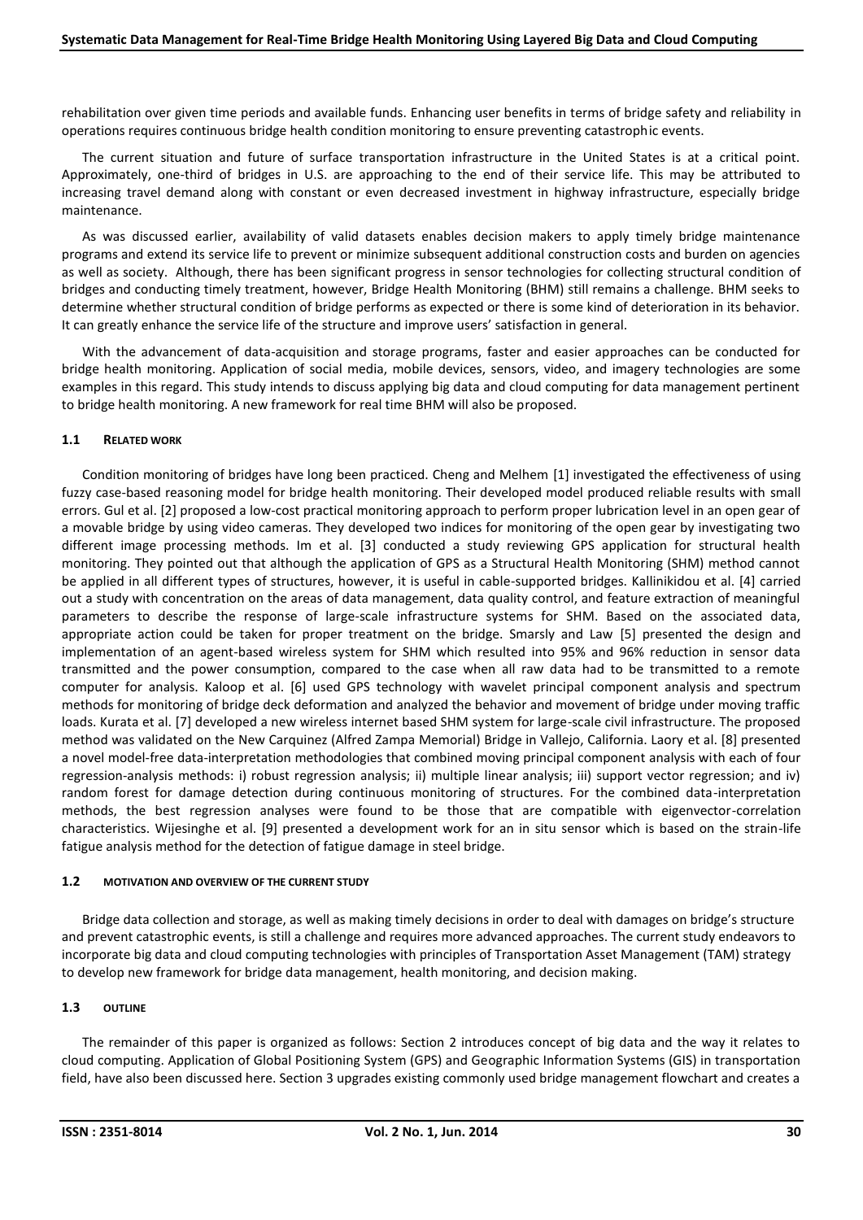rehabilitation over given time periods and available funds. Enhancing user benefits in terms of bridge safety and reliability in operations requires continuous bridge health condition monitoring to ensure preventing catastrophic events.

The current situation and future of surface transportation infrastructure in the United States is at a critical point. Approximately, one-third of bridges in U.S. are approaching to the end of their service life. This may be attributed to increasing travel demand along with constant or even decreased investment in highway infrastructure, especially bridge maintenance.

As was discussed earlier, availability of valid datasets enables decision makers to apply timely bridge maintenance programs and extend its service life to prevent or minimize subsequent additional construction costs and burden on agencies as well as society. Although, there has been significant progress in sensor technologies for collecting structural condition of bridges and conducting timely treatment, however, Bridge Health Monitoring (BHM) still remains a challenge. BHM seeks to determine whether structural condition of bridge performs as expected or there is some kind of deterioration in its behavior. It can greatly enhance the service life of the structure and improve users' satisfaction in general.

With the advancement of data-acquisition and storage programs, faster and easier approaches can be conducted for bridge health monitoring. Application of social media, mobile devices, sensors, video, and imagery technologies are some examples in this regard. This study intends to discuss applying big data and cloud computing for data management pertinent to bridge health monitoring. A new framework for real time BHM will also be proposed.

### 1.1 RELATED WORK

Condition monitoring of bridges have long been practiced. Cheng and Melhem [1] investigated the effectiveness of using fuzzy case-based reasoning model for bridge health monitoring. Their developed model produced reliable results with small errors. Gul et al. [2] proposed a low-cost practical monitoring approach to perform proper lubrication level in an open gear of a movable bridge by using video cameras. They developed two indices for monitoring of the open gear by investigating two different image processing methods. Im et al. [3] conducted a study reviewing GPS application for structural health monitoring. They pointed out that although the application of GPS as a Structural Health Monitoring (SHM) method cannot be applied in all different types of structures, however, it is useful in cable-supported bridges. Kallinikidou et al. [4] carried out a study with concentration on the areas of data management, data quality control, and feature extraction of meaningful parameters to describe the response of large-scale infrastructure systems for SHM. Based on the associated data, appropriate action could be taken for proper treatment on the bridge. Smarsly and Law [5] presented the design and implementation of an agent-based wireless system for SHM which resulted into 95% and 96% reduction in sensor data transmitted and the power consumption, compared to the case when all raw data had to be transmitted to a remote computer for analysis. Kaloop et al. [6] used GPS technology with wavelet principal component analysis and spectrum methods for monitoring of bridge deck deformation and analyzed the behavior and movement of bridge under moving traffic loads. Kurata et al. [7] developed a new wireless internet based SHM system for large-scale civil infrastructure. The proposed method was validated on the New Carquinez (Alfred Zampa Memorial) Bridge in Vallejo, California. Laory et al. [8] presented a novel model-free data-interpretation methodologies that combined moving principal component analysis with each of four regression-analysis methods: i) robust regression analysis; ii) multiple linear analysis; iii) support vector regression; and iv) random forest for damage detection during continuous monitoring of structures. For the combined data-interpretation methods, the best regression analyses were found to be those that are compatible with eigenvector-correlation characteristics. Wijesinghe et al. [9] presented a development work for an in situ sensor which is based on the strain-life fatigue analysis method for the detection of fatigue damage in steel bridge.

### 1.2 MOTIVATION AND OVERVIEW OF THE CURRENT STUDY

Bridge data collection and storage, as well as making timely decisions in order to deal with damages on bridge's structure and prevent catastrophic events, is still a challenge and requires more advanced approaches. The current study endeavors to incorporate big data and cloud computing technologies with principles of Transportation Asset Management (TAM) strategy to develop new framework for bridge data management, health monitoring, and decision making.

### 1.3 OUTLINE

The remainder of this paper is organized as follows: Section 2 introduces concept of big data and the way it relates to cloud computing. Application of Global Positioning System (GPS) and Geographic Information Systems (GIS) in transportation field, have also been discussed here. Section 3 upgrades existing commonly used bridge management flowchart and creates a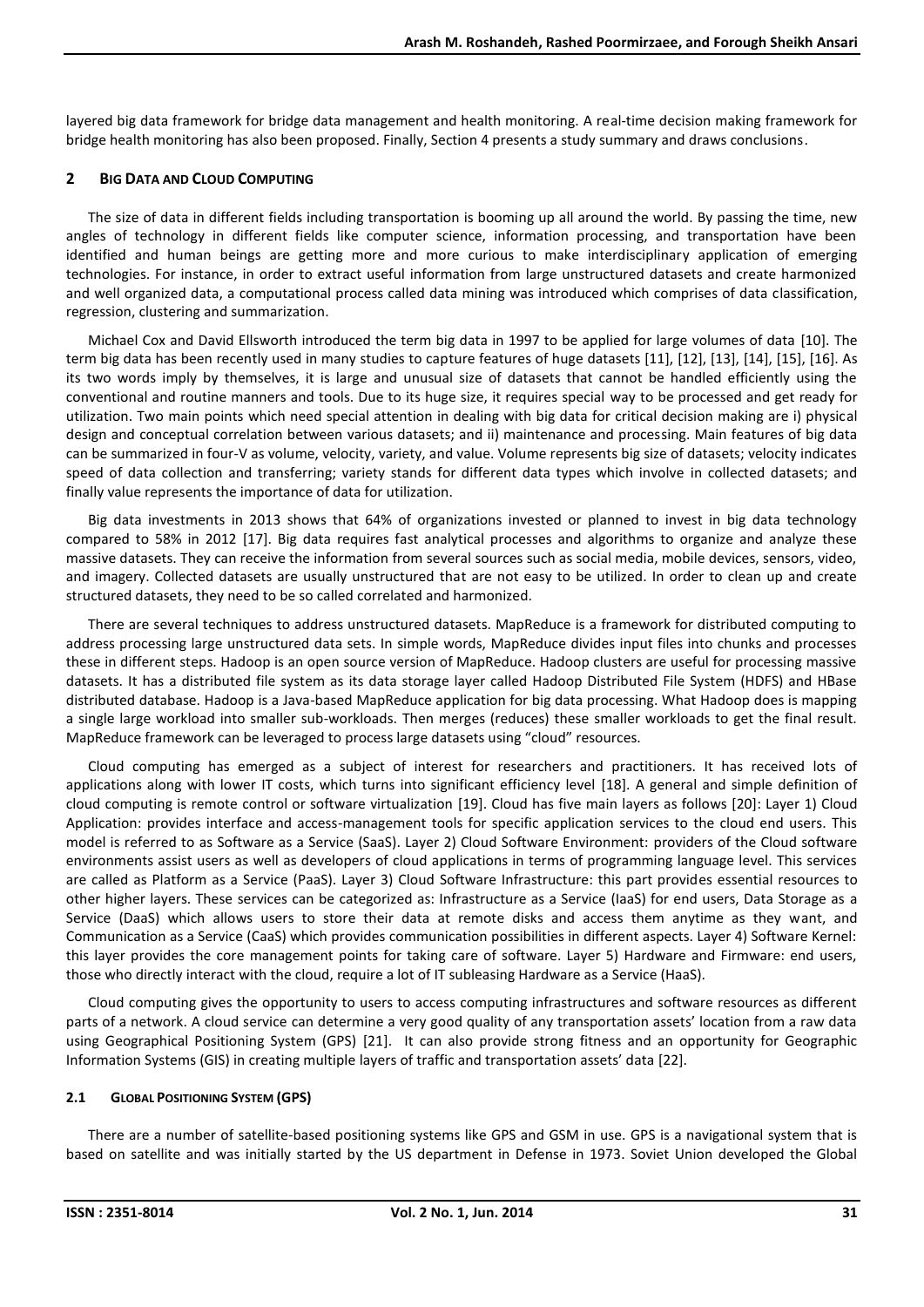layered big data framework for bridge data management and health monitoring. A real-time decision making framework for bridge health monitoring has also been proposed. Finally, Section 4 presents a study summary and draws conclusions.

## 2 BIG DATA AND CLOUD COMPUTING

The size of data in different fields including transportation is booming up all around the world. By passing the time, new angles of technology in different fields like computer science, information processing, and transportation have been identified and human beings are getting more and more curious to make interdisciplinary application of emerging technologies. For instance, in order to extract useful information from large unstructured datasets and create harmonized and well organized data, a computational process called data mining was introduced which comprises of data classification, regression, clustering and summarization.

Michael Cox and David Ellsworth introduced the term big data in 1997 to be applied for large volumes of data [10]. The term big data has been recently used in many studies to capture features of huge datasets [11], [12], [13], [14], [15], [16]. As its two words imply by themselves, it is large and unusual size of datasets that cannot be handled efficiently using the conventional and routine manners and tools. Due to its huge size, it requires special way to be processed and get ready for utilization. Two main points which need special attention in dealing with big data for critical decision making are i) physical design and conceptual correlation between various datasets; and ii) maintenance and processing. Main features of big data can be summarized in four-V as volume, velocity, variety, and value. Volume represents big size of datasets; velocity indicates speed of data collection and transferring; variety stands for different data types which involve in collected datasets; and finally value represents the importance of data for utilization.

Big data investments in 2013 shows that 64% of organizations invested or planned to invest in big data technology compared to 58% in 2012 [17]. Big data requires fast analytical processes and algorithms to organize and analyze these massive datasets. They can receive the information from several sources such as social media, mobile devices, sensors, video, and imagery. Collected datasets are usually unstructured that are not easy to be utilized. In order to clean up and create structured datasets, they need to be so called correlated and harmonized.

There are several techniques to address unstructured datasets. MapReduce is a framework for distributed computing to address processing large unstructured data sets. In simple words, MapReduce divides input files into chunks and processes these in different steps. Hadoop is an open source version of MapReduce. Hadoop clusters are useful for processing massive datasets. It has a distributed file system as its data storage layer called Hadoop Distributed File System (HDFS) and HBase distributed database. Hadoop is a Java-based MapReduce application for big data processing. What Hadoop does is mapping a single large workload into smaller sub-workloads. Then merges (reduces) these smaller workloads to get the final result. MapReduce framework can be leveraged to process large datasets using "cloud" resources.

Cloud computing has emerged as a subject of interest for researchers and practitioners. It has received lots of applications along with lower IT costs, which turns into significant efficiency level [18]. A general and simple definition of cloud computing is remote control or software virtualization [19]. Cloud has five main layers as follows [20]: Layer 1) Cloud Application: provides interface and access-management tools for specific application services to the cloud end users. This model is referred to as Software as a Service (SaaS). Layer 2) Cloud Software Environment: providers of the Cloud software environments assist users as well as developers of cloud applications in terms of programming language level. This services are called as Platform as a Service (PaaS). Layer 3) Cloud Software Infrastructure: this part provides essential resources to other higher layers. These services can be categorized as: Infrastructure as a Service (IaaS) for end users, Data Storage as a Service (DaaS) which allows users to store their data at remote disks and access them anytime as they want, and Communication as a Service (CaaS) which provides communication possibilities in different aspects. Layer 4) Software Kernel: this layer provides the core management points for taking care of software. Layer 5) Hardware and Firmware: end users, those who directly interact with the cloud, require a lot of IT subleasing Hardware as a Service (HaaS).

Cloud computing gives the opportunity to users to access computing infrastructures and software resources as different parts of a network. A cloud service can determine a very good quality of any transportation assets' location from a raw data using Geographical Positioning System (GPS) [21]. It can also provide strong fitness and an opportunity for Geographic Information Systems (GIS) in creating multiple layers of traffic and transportation assets' data [22].

### 2.1 GLOBAL POSITIONING SYSTEM (GPS)

There are a number of satellite-based positioning systems like GPS and GSM in use. GPS is a navigational system that is based on satellite and was initially started by the US department in Defense in 1973. Soviet Union developed the Global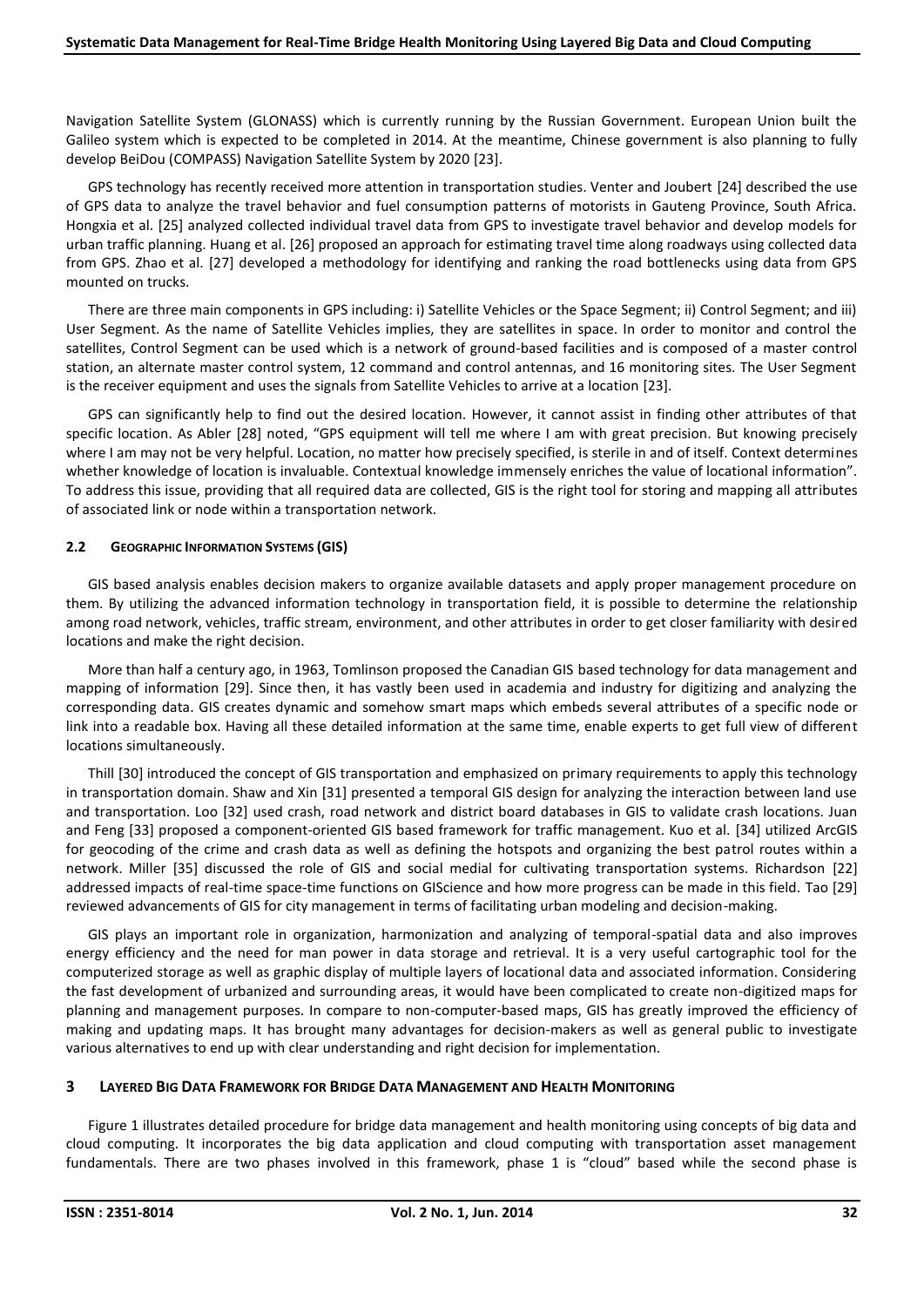Navigation Satellite System (GLONASS) which is currently running by the Russian Government. European Union built the Galileo system which is expected to be completed in 2014. At the meantime, Chinese government is also planning to fully develop BeiDou (COMPASS) Navigation Satellite System by 2020 [23].

GPS technology has recently received more attention in transportation studies. Venter and Joubert [24] described the use of GPS data to analyze the travel behavior and fuel consumption patterns of motorists in Gauteng Province, South Africa. Hongxia et al. [25] analyzed collected individual travel data from GPS to investigate travel behavior and develop models for urban traffic planning. Huang et al. [26] proposed an approach for estimating travel time along roadways using collected data from GPS. Zhao et al. [27] developed a methodology for identifying and ranking the road bottlenecks using data from GPS mounted on trucks.

There are three main components in GPS including: i) Satellite Vehicles or the Space Segment; ii) Control Segment; and iii) User Segment. As the name of Satellite Vehicles implies, they are satellites in space. In order to monitor and control the satellites, Control Segment can be used which is a network of ground-based facilities and is composed of a master control station, an alternate master control system, 12 command and control antennas, and 16 monitoring sites. The User Segment is the receiver equipment and uses the signals from Satellite Vehicles to arrive at a location [23].

GPS can significantly help to find out the desired location. However, it cannot assist in finding other attributes of that specific location. As Abler [28] noted, "GPS equipment will tell me where I am with great precision. But knowing precisely where I am may not be very helpful. Location, no matter how precisely specified, is sterile in and of itself. Context determines whether knowledge of location is invaluable. Contextual knowledge immensely enriches the value of locational information". To address this issue, providing that all required data are collected, GIS is the right tool for storing and mapping all attributes of associated link or node within a transportation network.

### 2.2 Geographic Information Systems (GIS)

GIS based analysis enables decision makers to organize available datasets and apply proper management procedure on them. By utilizing the advanced information technology in transportation field, it is possible to determine the relationship among road network, vehicles, traffic stream, environment, and other attributes in order to get closer familiarity with desired locations and make the right decision.

More than half a century ago, in 1963, Tomlinson proposed the Canadian GIS based technology for data management and mapping of information [29]. Since then, it has vastly been used in academia and industry for digitizing and analyzing the corresponding data. GIS creates dynamic and somehow smart maps which embeds several attributes of a specific node or link into a readable box. Having all these detailed information at the same time, enable experts to get full view of different locations simultaneously.

Thill [30] introduced the concept of GIS transportation and emphasized on primary requirements to apply this technology in transportation domain. Shaw and Xin [31] presented a temporal GIS design for analyzing the interaction between land use and transportation. Loo [32] used crash, road network and district board databases in GIS to validate crash locations. Juan and Feng [33] proposed a component-oriented GIS based framework for traffic management. Kuo et al. [34] utilized ArcGIS for geocoding of the crime and crash data as well as defining the hotspots and organizing the best patrol routes within a network. Miller [35] discussed the role of GIS and social medial for cultivating transportation systems. Richardson [22] addressed impacts of real-time space-time functions on GIScience and how more progress can be made in this field. Tao [29] reviewed advancements of GIS for city management in terms of facilitating urban modeling and decision-making.

GIS plays an important role in organization, harmonization and analyzing of temporal-spatial data and also improves energy efficiency and the need for man power in data storage and retrieval. It is a very useful cartographic tool for the computerized storage as well as graphic display of multiple layers of locational data and associated information. Considering the fast development of urbanized and surrounding areas, it would have been complicated to create non-digitized maps for planning and management purposes. In compare to non-computer-based maps, GIS has greatly improved the efficiency of making and updating maps. It has brought many advantages for decision-makers as well as general public to investigate various alternatives to end up with clear understanding and right decision for implementation.

## 3 Layered Big Data Framework for Bridge Data Management and Health Monitoring

Figure 1 illustrates detailed procedure for bridge data management and health monitoring using concepts of big data and cloud computing. It incorporates the big data application and cloud computing with transportation asset management fundamentals. There are two phases involved in this framework, phase 1 is "cloud" based while the second phase is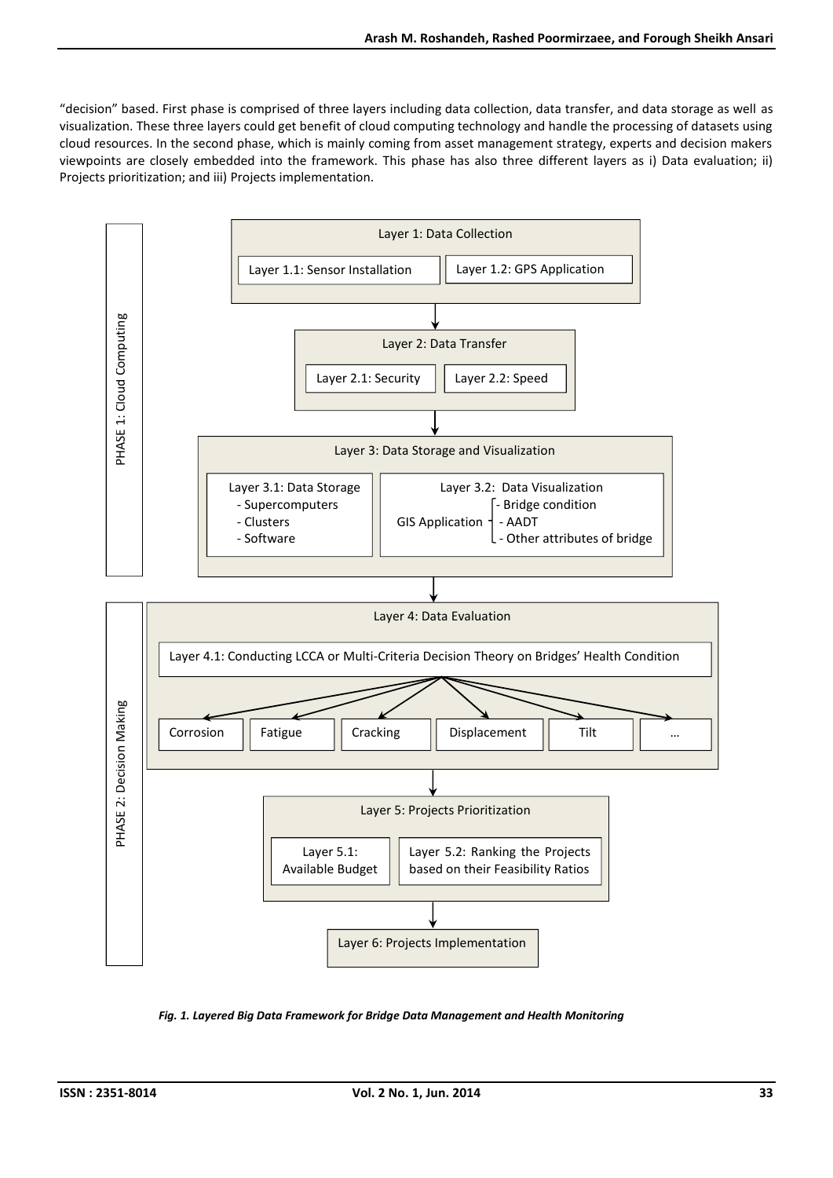"decision" based. First phase is comprised of three layers including data collection, data transfer, and data storage as well as visualization. These three layers could get benefit of cloud computing technology and handle the processing of datasets using cloud resources. In the second phase, which is mainly coming from asset management strategy, experts and decision makers viewpoints are closely embedded into the framework. This phase has also three different layers as i) Data evaluation; ii) Projects prioritization; and iii) Projects implementation.

PHASE 1: Cloud Computing

Layer 1: Data Collection
- Layer 1.1: Sensor Installation
- Layer 1.2: GPS Application

Layer 2: Data Transfer
- Layer 2.1: Security
- Layer 2.2: Speed

Layer 3: Data Storage and Visualization
- Layer 3.1: Data Storage
  - Supercomputers
  - Clusters
  - Software
- Layer 3.2: Data Visualization
  - GIS Application
    - Bridge condition
    - AADT
    - Other attributes of bridge

PHASE 2: Decision Making

Layer 4: Data Evaluation
- Layer 4.1: Conducting LCCA or Multi-Criteria Decision Theory on Bridges' Health Condition
  - Corrosion
  - Fatigue
  - Cracking
  - Displacement
  - Tilt
  - …

Layer 5: Projects Prioritization
- Layer 5.1: Available Budget
- Layer 5.2: Ranking the Projects based on their Feasibility Ratios

Layer 6: Projects Implementation

*Fig. 1. Layered Big Data Framework for Bridge Data Management and Health Monitoring*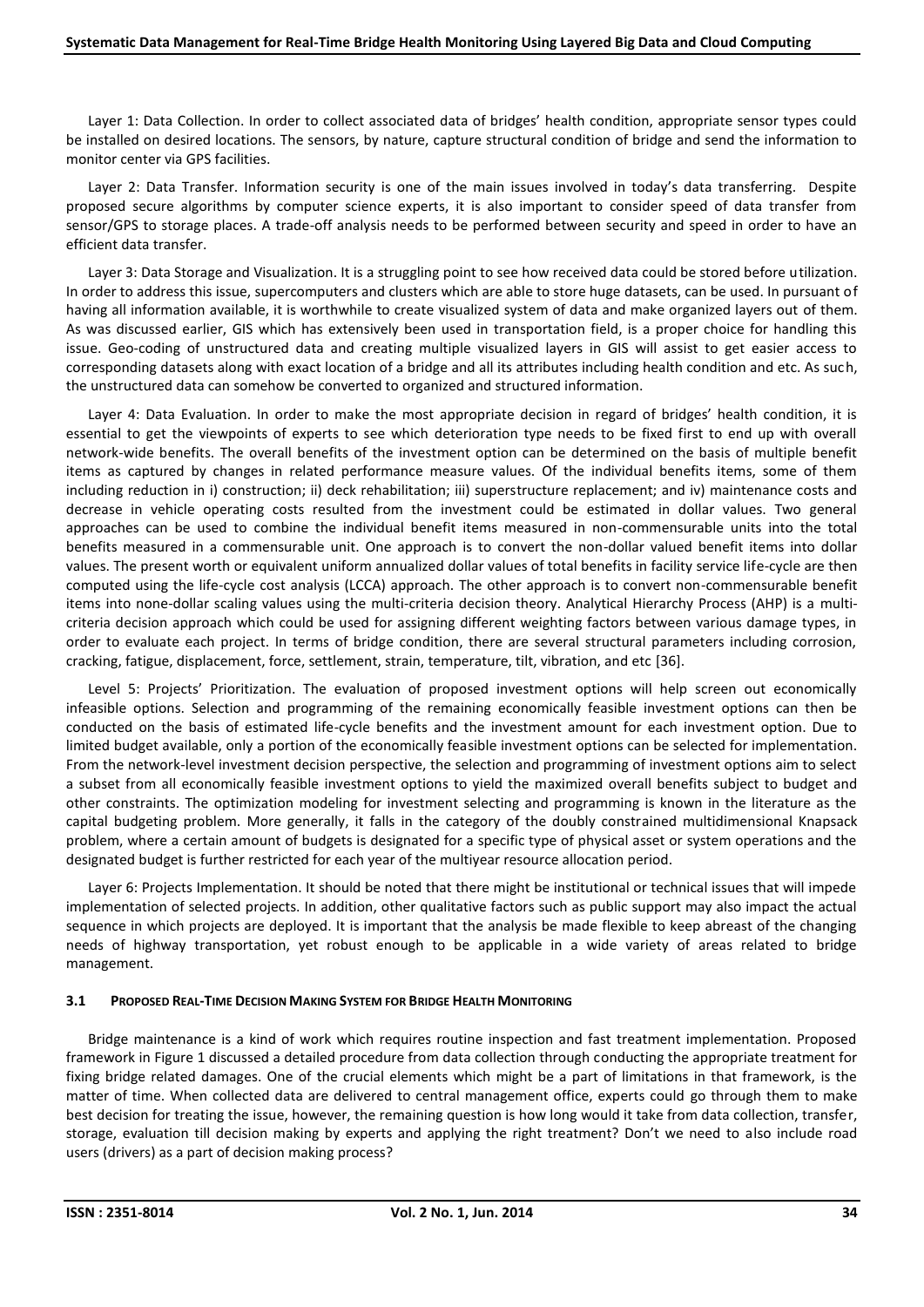Layer 1: Data Collection. In order to collect associated data of bridges' health condition, appropriate sensor types could be installed on desired locations. The sensors, by nature, capture structural condition of bridge and send the information to monitor center via GPS facilities.

Layer 2: Data Transfer. Information security is one of the main issues involved in today's data transferring. Despite proposed secure algorithms by computer science experts, it is also important to consider speed of data transfer from sensor/GPS to storage places. A trade-off analysis needs to be performed between security and speed in order to have an efficient data transfer.

Layer 3: Data Storage and Visualization. It is a struggling point to see how received data could be stored before utilization. In order to address this issue, supercomputers and clusters which are able to store huge datasets, can be used. In pursuant of having all information available, it is worthwhile to create visualized system of data and make organized layers out of them. As was discussed earlier, GIS which has extensively been used in transportation field, is a proper choice for handling this issue. Geo-coding of unstructured data and creating multiple visualized layers in GIS will assist to get easier access to corresponding datasets along with exact location of a bridge and all its attributes including health condition and etc. As such, the unstructured data can somehow be converted to organized and structured information.

Layer 4: Data Evaluation. In order to make the most appropriate decision in regard of bridges' health condition, it is essential to get the viewpoints of experts to see which deterioration type needs to be fixed first to end up with overall network-wide benefits. The overall benefits of the investment option can be determined on the basis of multiple benefit items as captured by changes in related performance measure values. Of the individual benefits items, some of them including reduction in i) construction; ii) deck rehabilitation; iii) superstructure replacement; and iv) maintenance costs and decrease in vehicle operating costs resulted from the investment could be estimated in dollar values. Two general approaches can be used to combine the individual benefit items measured in non-commensurable units into the total benefits measured in a commensurable unit. One approach is to convert the non-dollar valued benefit items into dollar values. The present worth or equivalent uniform annualized dollar values of total benefits in facility service life-cycle are then computed using the life-cycle cost analysis (LCCA) approach. The other approach is to convert non-commensurable benefit items into none-dollar scaling values using the multi-criteria decision theory. Analytical Hierarchy Process (AHP) is a multi-criteria decision approach which could be used for assigning different weighting factors between various damage types, in order to evaluate each project. In terms of bridge condition, there are several structural parameters including corrosion, cracking, fatigue, displacement, force, settlement, strain, temperature, tilt, vibration, and etc [36].

Level 5: Projects' Prioritization. The evaluation of proposed investment options will help screen out economically infeasible options. Selection and programming of the remaining economically feasible investment options can then be conducted on the basis of estimated life-cycle benefits and the investment amount for each investment option. Due to limited budget available, only a portion of the economically feasible investment options can be selected for implementation. From the network-level investment decision perspective, the selection and programming of investment options aim to select a subset from all economically feasible investment options to yield the maximized overall benefits subject to budget and other constraints. The optimization modeling for investment selecting and programming is known in the literature as the capital budgeting problem. More generally, it falls in the category of the doubly constrained multidimensional Knapsack problem, where a certain amount of budgets is designated for a specific type of physical asset or system operations and the designated budget is further restricted for each year of the multiyear resource allocation period.

Layer 6: Projects Implementation. It should be noted that there might be institutional or technical issues that will impede implementation of selected projects. In addition, other qualitative factors such as public support may also impact the actual sequence in which projects are deployed. It is important that the analysis be made flexible to keep abreast of the changing needs of highway transportation, yet robust enough to be applicable in a wide variety of areas related to bridge management.

### 3.1 Proposed Real-Time Decision Making System for Bridge Health Monitoring

Bridge maintenance is a kind of work which requires routine inspection and fast treatment implementation. Proposed framework in Figure 1 discussed a detailed procedure from data collection through conducting the appropriate treatment for fixing bridge related damages. One of the crucial elements which might be a part of limitations in that framework, is the matter of time. When collected data are delivered to central management office, experts could go through them to make best decision for treating the issue, however, the remaining question is how long would it take from data collection, transfer, storage, evaluation till decision making by experts and applying the right treatment? Don't we need to also include road users (drivers) as a part of decision making process?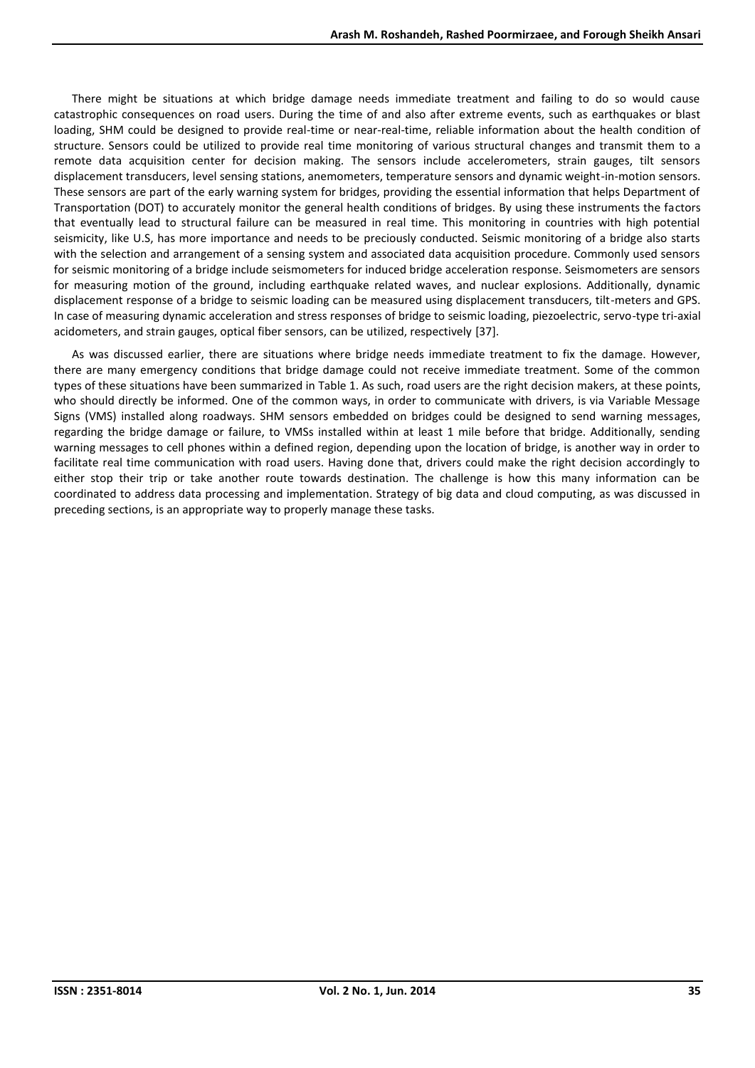There might be situations at which bridge damage needs immediate treatment and failing to do so would cause catastrophic consequences on road users. During the time of and also after extreme events, such as earthquakes or blast loading, SHM could be designed to provide real-time or near-real-time, reliable information about the health condition of structure. Sensors could be utilized to provide real time monitoring of various structural changes and transmit them to a remote data acquisition center for decision making. The sensors include accelerometers, strain gauges, tilt sensors displacement transducers, level sensing stations, anemometers, temperature sensors and dynamic weight-in-motion sensors. These sensors are part of the early warning system for bridges, providing the essential information that helps Department of Transportation (DOT) to accurately monitor the general health conditions of bridges. By using these instruments the factors that eventually lead to structural failure can be measured in real time. This monitoring in countries with high potential seismicity, like U.S, has more importance and needs to be preciously conducted. Seismic monitoring of a bridge also starts with the selection and arrangement of a sensing system and associated data acquisition procedure. Commonly used sensors for seismic monitoring of a bridge include seismometers for induced bridge acceleration response. Seismometers are sensors for measuring motion of the ground, including earthquake related waves, and nuclear explosions. Additionally, dynamic displacement response of a bridge to seismic loading can be measured using displacement transducers, tilt-meters and GPS. In case of measuring dynamic acceleration and stress responses of bridge to seismic loading, piezoelectric, servo-type tri-axial acidometers, and strain gauges, optical fiber sensors, can be utilized, respectively [37].

As was discussed earlier, there are situations where bridge needs immediate treatment to fix the damage. However, there are many emergency conditions that bridge damage could not receive immediate treatment. Some of the common types of these situations have been summarized in Table 1. As such, road users are the right decision makers, at these points, who should directly be informed. One of the common ways, in order to communicate with drivers, is via Variable Message Signs (VMS) installed along roadways. SHM sensors embedded on bridges could be designed to send warning messages, regarding the bridge damage or failure, to VMSs installed within at least 1 mile before that bridge. Additionally, sending warning messages to cell phones within a defined region, depending upon the location of bridge, is another way in order to facilitate real time communication with road users. Having done that, drivers could make the right decision accordingly to either stop their trip or take another route towards destination. The challenge is how this many information can be coordinated to address data processing and implementation. Strategy of big data and cloud computing, as was discussed in preceding sections, is an appropriate way to properly manage these tasks.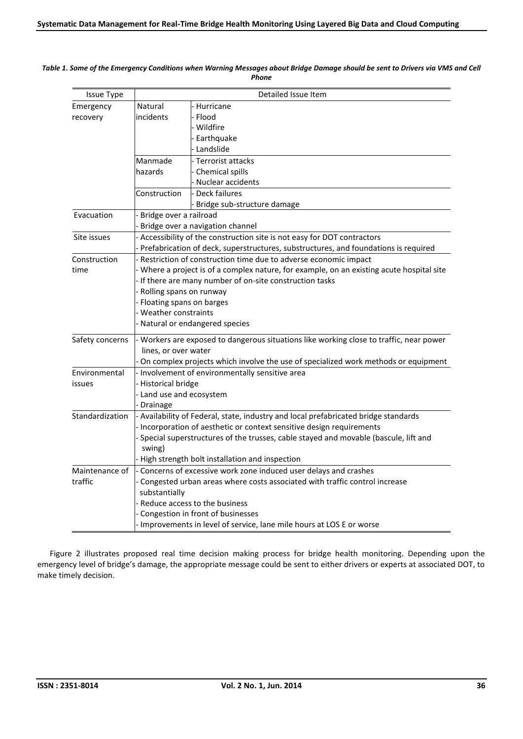*Table 1. Some of the Emergency Conditions when Warning Messages about Bridge Damage should be sent to Drivers via VMS and Cell Phone*

| Issue Type | Detailed Issue Item | |
|---|---|---|
| Emergency recovery | Natural incidents | - Hurricane<br>- Flood<br>- Wildfire<br>- Earthquake<br>- Landslide |
| | Manmade hazards | - Terrorist attacks<br>- Chemical spills<br>- Nuclear accidents |
| | Construction | - Deck failures<br>- Bridge sub-structure damage |
| Evacuation | - Bridge over a railroad<br>- Bridge over a navigation channel | |
| Site issues | - Accessibility of the construction site is not easy for DOT contractors<br>- Prefabrication of deck, superstructures, substructures, and foundations is required | |
| Construction time | - Restriction of construction time due to adverse economic impact<br>- Where a project is of a complex nature, for example, on an existing acute hospital site<br>- If there are many number of on-site construction tasks<br>- Rolling spans on runway<br>- Floating spans on barges<br>- Weather constraints<br>- Natural or endangered species | |
| Safety concerns | - Workers are exposed to dangerous situations like working close to traffic, near power lines, or over water<br>- On complex projects which involve the use of specialized work methods or equipment | |
| Environmental issues | - Involvement of environmentally sensitive area<br>- Historical bridge<br>- Land use and ecosystem<br>- Drainage | |
| Standardization | - Availability of Federal, state, industry and local prefabricated bridge standards<br>- Incorporation of aesthetic or context sensitive design requirements<br>- Special superstructures of the trusses, cable stayed and movable (bascule, lift and swing)<br>- High strength bolt installation and inspection | |
| Maintenance of traffic | - Concerns of excessive work zone induced user delays and crashes<br>- Congested urban areas where costs associated with traffic control increase substantially<br>- Reduce access to the business<br>- Congestion in front of businesses<br>- Improvements in level of service, lane mile hours at LOS E or worse | |

Figure 2 illustrates proposed real time decision making process for bridge health monitoring. Depending upon the emergency level of bridge's damage, the appropriate message could be sent to either drivers or experts at associated DOT, to make timely decision.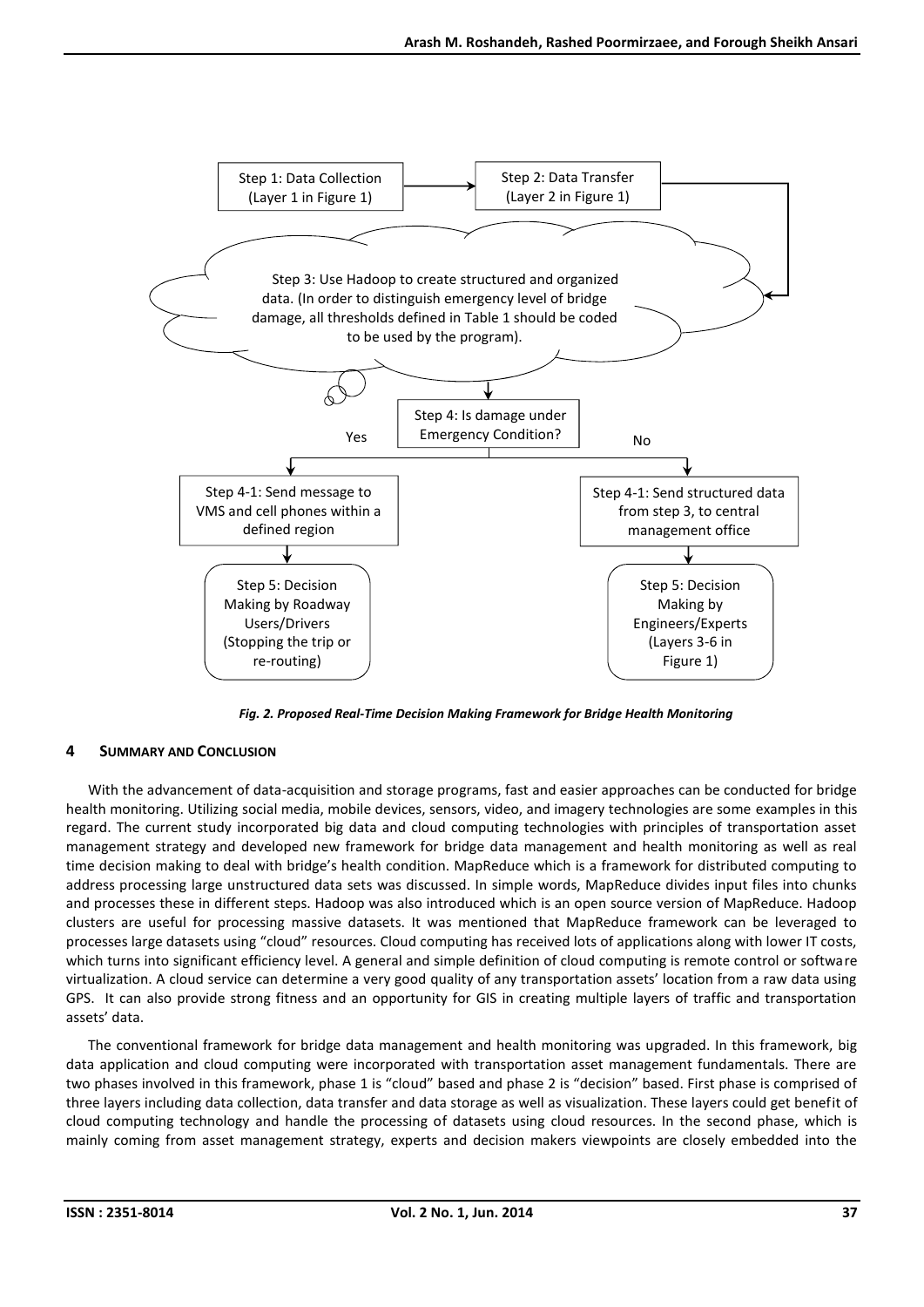Step 1: Data Collection (Layer 1 in Figure 1)

Step 2: Data Transfer (Layer 2 in Figure 1)

Step 3: Use Hadoop to create structured and organized data. (In order to distinguish emergency level of bridge damage, all thresholds defined in Table 1 should be coded to be used by the program).

Step 4: Is damage under Emergency Condition?

Yes → Step 4-1: Send message to VMS and cell phones within a defined region → Step 5: Decision Making by Roadway Users/Drivers (Stopping the trip or re-routing)

No → Step 4-1: Send structured data from step 3, to central management office → Step 5: Decision Making by Engineers/Experts (Layers 3-6 in Figure 1)

*Fig. 2. Proposed Real-Time Decision Making Framework for Bridge Health Monitoring*

## 4 Summary and Conclusion

With the advancement of data-acquisition and storage programs, fast and easier approaches can be conducted for bridge health monitoring. Utilizing social media, mobile devices, sensors, video, and imagery technologies are some examples in this regard. The current study incorporated big data and cloud computing technologies with principles of transportation asset management strategy and developed new framework for bridge data management and health monitoring as well as real time decision making to deal with bridge's health condition. MapReduce which is a framework for distributed computing to address processing large unstructured data sets was discussed. In simple words, MapReduce divides input files into chunks and processes these in different steps. Hadoop was also introduced which is an open source version of MapReduce. Hadoop clusters are useful for processing massive datasets. It was mentioned that MapReduce framework can be leveraged to processes large datasets using "cloud" resources. Cloud computing has received lots of applications along with lower IT costs, which turns into significant efficiency level. A general and simple definition of cloud computing is remote control or software virtualization. A cloud service can determine a very good quality of any transportation assets' location from a raw data using GPS. It can also provide strong fitness and an opportunity for GIS in creating multiple layers of traffic and transportation assets' data.

The conventional framework for bridge data management and health monitoring was upgraded. In this framework, big data application and cloud computing were incorporated with transportation asset management fundamentals. There are two phases involved in this framework, phase 1 is "cloud" based and phase 2 is "decision" based. First phase is comprised of three layers including data collection, data transfer and data storage as well as visualization. These layers could get benefit of cloud computing technology and handle the processing of datasets using cloud resources. In the second phase, which is mainly coming from asset management strategy, experts and decision makers viewpoints are closely embedded into the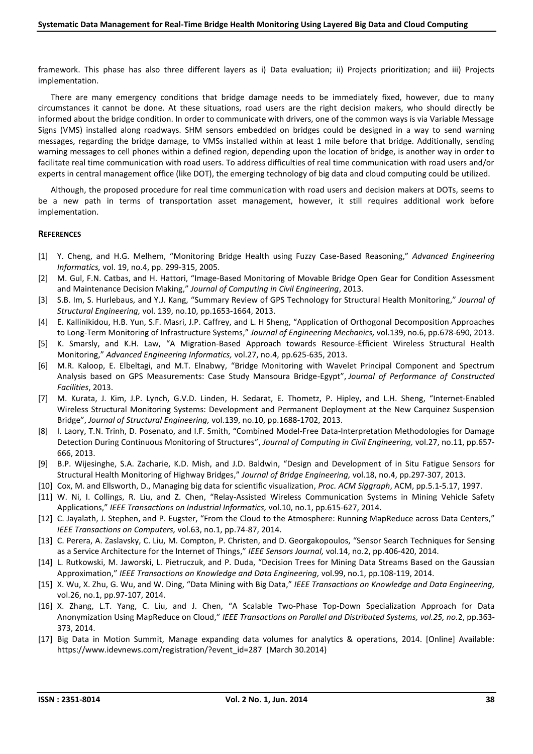framework. This phase has also three different layers as i) Data evaluation; ii) Projects prioritization; and iii) Projects implementation.

There are many emergency conditions that bridge damage needs to be immediately fixed, however, due to many circumstances it cannot be done. At these situations, road users are the right decision makers, who should directly be informed about the bridge condition. In order to communicate with drivers, one of the common ways is via Variable Message Signs (VMS) installed along roadways. SHM sensors embedded on bridges could be designed in a way to send warning messages, regarding the bridge damage, to VMSs installed within at least 1 mile before that bridge. Additionally, sending warning messages to cell phones within a defined region, depending upon the location of bridge, is another way in order to facilitate real time communication with road users. To address difficulties of real time communication with road users and/or experts in central management office (like DOT), the emerging technology of big data and cloud computing could be utilized.

Although, the proposed procedure for real time communication with road users and decision makers at DOTs, seems to be a new path in terms of transportation asset management, however, it still requires additional work before implementation.

## REFERENCES

[1] Y. Cheng, and H.G. Melhem, "Monitoring Bridge Health using Fuzzy Case-Based Reasoning," *Advanced Engineering Informatics,* vol. 19, no.4, pp. 299-315, 2005.

[2] M. Gul, F.N. Catbas, and H. Hattori, "Image-Based Monitoring of Movable Bridge Open Gear for Condition Assessment and Maintenance Decision Making," *Journal of Computing in Civil Engineering*, 2013.

[3] S.B. Im, S. Hurlebaus, and Y.J. Kang, "Summary Review of GPS Technology for Structural Health Monitoring," *Journal of Structural Engineering,* vol. 139, no.10, pp.1653-1664, 2013.

[4] E. Kallinikidou, H.B. Yun, S.F. Masri, J.P. Caffrey, and L. H Sheng, "Application of Orthogonal Decomposition Approaches to Long-Term Monitoring of Infrastructure Systems," *Journal of Engineering Mechanics,* vol.139, no.6, pp.678-690, 2013.

[5] K. Smarsly, and K.H. Law, "A Migration-Based Approach towards Resource-Efficient Wireless Structural Health Monitoring," *Advanced Engineering Informatics,* vol.27, no.4, pp.625-635, 2013.

[6] M.R. Kaloop, E. Elbeltagi, and M.T. Elnabwy, "Bridge Monitoring with Wavelet Principal Component and Spectrum Analysis based on GPS Measurements: Case Study Mansoura Bridge-Egypt", *Journal of Performance of Constructed Facilities*, 2013.

[7] M. Kurata, J. Kim, J.P. Lynch, G.V.D. Linden, H. Sedarat, E. Thometz, P. Hipley, and L.H. Sheng, "Internet-Enabled Wireless Structural Monitoring Systems: Development and Permanent Deployment at the New Carquinez Suspension Bridge", *Journal of Structural Engineering,* vol.139, no.10, pp.1688-1702, 2013.

[8] I. Laory, T.N. Trinh, D. Posenato, and I.F. Smith, "Combined Model-Free Data-Interpretation Methodologies for Damage Detection During Continuous Monitoring of Structures", *Journal of Computing in Civil Engineering,* vol.27, no.11, pp.657-666, 2013.

[9] B.P. Wijesinghe, S.A. Zacharie, K.D. Mish, and J.D. Baldwin, "Design and Development of in Situ Fatigue Sensors for Structural Health Monitoring of Highway Bridges," *Journal of Bridge Engineering,* vol.18, no.4, pp.297-307, 2013.

[10] Cox, M. and Ellsworth, D., Managing big data for scientific visualization, *Proc. ACM Siggraph*, ACM, pp.5.1-5.17, 1997.

[11] W. Ni, I. Collings, R. Liu, and Z. Chen, "Relay-Assisted Wireless Communication Systems in Mining Vehicle Safety Applications," *IEEE Transactions on Industrial Informatics,* vol.10, no.1, pp.615-627, 2014.

[12] C. Jayalath, J. Stephen, and P. Eugster, "From the Cloud to the Atmosphere: Running MapReduce across Data Centers," *IEEE Transactions on Computers,* vol.63, no.1, pp.74-87, 2014.

[13] C. Perera, A. Zaslavsky, C. Liu, M. Compton, P. Christen, and D. Georgakopoulos, "Sensor Search Techniques for Sensing as a Service Architecture for the Internet of Things," *IEEE Sensors Journal,* vol.14, no.2, pp.406-420, 2014.

[14] L. Rutkowski, M. Jaworski, L. Pietruczuk, and P. Duda, "Decision Trees for Mining Data Streams Based on the Gaussian Approximation," *IEEE Transactions on Knowledge and Data Engineering,* vol.99, no.1, pp.108-119, 2014.

[15] X. Wu, X. Zhu, G. Wu, and W. Ding, "Data Mining with Big Data," *IEEE Transactions on Knowledge and Data Engineering,* vol.26, no.1, pp.97-107, 2014.

[16] X. Zhang, L.T. Yang, C. Liu, and J. Chen, "A Scalable Two-Phase Top-Down Specialization Approach for Data Anonymization Using MapReduce on Cloud," *IEEE Transactions on Parallel and Distributed Systems, vol.25, no.*2, pp.363-373, 2014.

[17] Big Data in Motion Summit, Manage expanding data volumes for analytics & operations, 2014. [Online] Available: https://www.idevnews.com/registration/?event_id=287 (March 30.2014)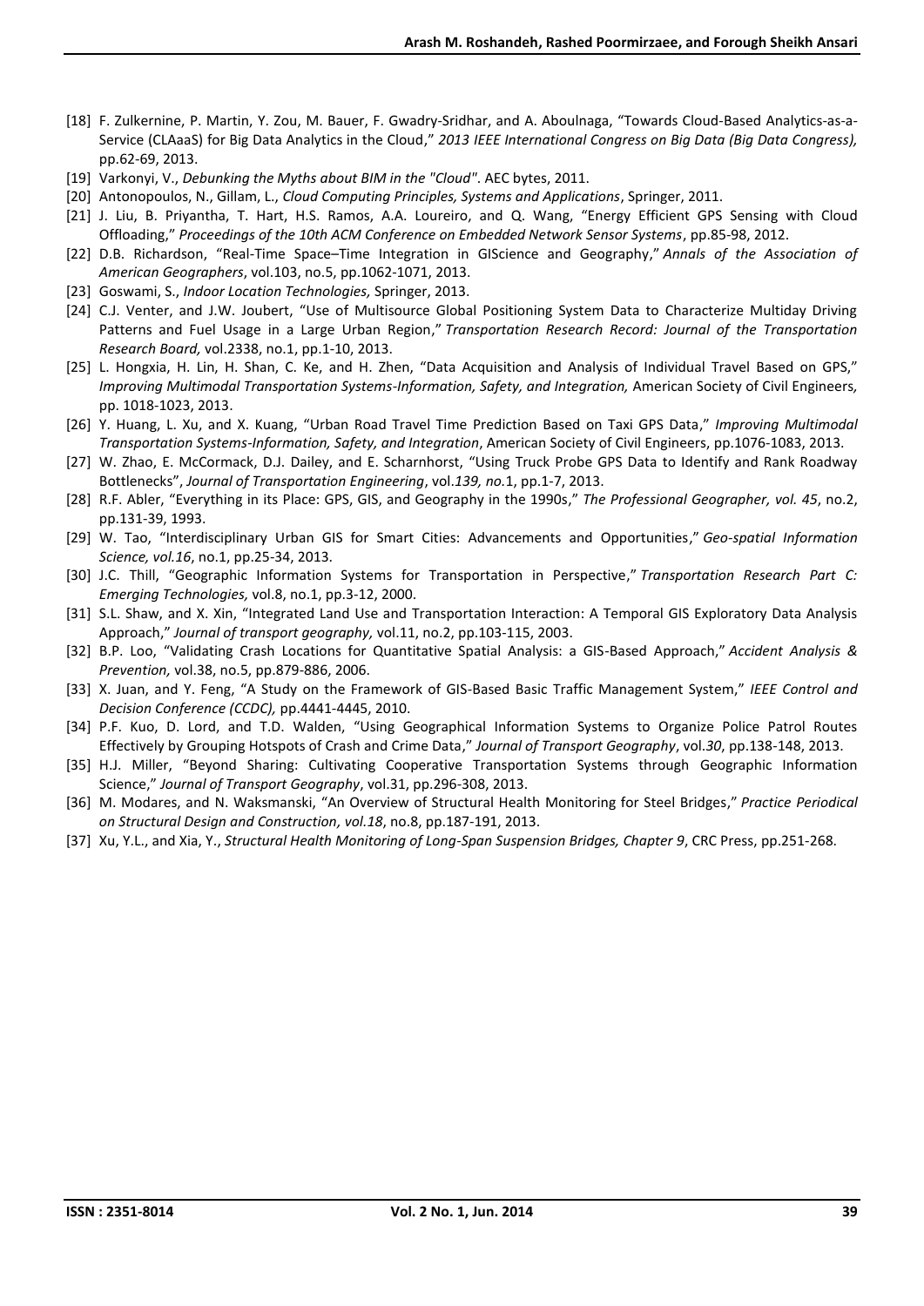[18] F. Zulkernine, P. Martin, Y. Zou, M. Bauer, F. Gwadry-Sridhar, and A. Aboulnaga, "Towards Cloud-Based Analytics-as-a-Service (CLAaaS) for Big Data Analytics in the Cloud," *2013 IEEE International Congress on Big Data (Big Data Congress),* pp.62-69, 2013.

[19] Varkonyi, V., *Debunking the Myths about BIM in the "Cloud"*. AEC bytes, 2011.

[20] Antonopoulos, N., Gillam, L., *Cloud Computing Principles, Systems and Applications*, Springer, 2011.

[21] J. Liu, B. Priyantha, T. Hart, H.S. Ramos, A.A. Loureiro, and Q. Wang, "Energy Efficient GPS Sensing with Cloud Offloading," *Proceedings of the 10th ACM Conference on Embedded Network Sensor Systems*, pp.85-98, 2012.

[22] D.B. Richardson, "Real-Time Space–Time Integration in GIScience and Geography," *Annals of the Association of American Geographers*, vol.103, no.5, pp.1062-1071, 2013.

[23] Goswami, S., *Indoor Location Technologies,* Springer, 2013.

[24] C.J. Venter, and J.W. Joubert, "Use of Multisource Global Positioning System Data to Characterize Multiday Driving Patterns and Fuel Usage in a Large Urban Region," *Transportation Research Record: Journal of the Transportation Research Board,* vol.2338, no.1, pp.1-10, 2013.

[25] L. Hongxia, H. Lin, H. Shan, C. Ke, and H. Zhen, "Data Acquisition and Analysis of Individual Travel Based on GPS," *Improving Multimodal Transportation Systems-Information, Safety, and Integration,* American Society of Civil Engineers*,* pp. 1018-1023, 2013.

[26] Y. Huang, L. Xu, and X. Kuang, "Urban Road Travel Time Prediction Based on Taxi GPS Data," *Improving Multimodal Transportation Systems-Information, Safety, and Integration*, American Society of Civil Engineers, pp.1076-1083, 2013.

[27] W. Zhao, E. McCormack, D.J. Dailey, and E. Scharnhorst, "Using Truck Probe GPS Data to Identify and Rank Roadway Bottlenecks", *Journal of Transportation Engineering*, vol.*139, no.*1, pp.1-7, 2013.

[28] R.F. Abler, "Everything in its Place: GPS, GIS, and Geography in the 1990s," *The Professional Geographer, vol. 45*, no.2, pp.131-39, 1993.

[29] W. Tao, "Interdisciplinary Urban GIS for Smart Cities: Advancements and Opportunities," *Geo-spatial Information Science, vol.16*, no.1, pp.25-34, 2013.

[30] J.C. Thill, "Geographic Information Systems for Transportation in Perspective," *Transportation Research Part C: Emerging Technologies,* vol.8, no.1, pp.3-12, 2000.

[31] S.L. Shaw, and X. Xin, "Integrated Land Use and Transportation Interaction: A Temporal GIS Exploratory Data Analysis Approach," *Journal of transport geography,* vol.11, no.2, pp.103-115, 2003.

[32] B.P. Loo, "Validating Crash Locations for Quantitative Spatial Analysis: a GIS-Based Approach," *Accident Analysis & Prevention,* vol.38, no.5, pp.879-886, 2006.

[33] X. Juan, and Y. Feng, "A Study on the Framework of GIS-Based Basic Traffic Management System," *IEEE Control and Decision Conference (CCDC),* pp.4441-4445, 2010.

[34] P.F. Kuo, D. Lord, and T.D. Walden, "Using Geographical Information Systems to Organize Police Patrol Routes Effectively by Grouping Hotspots of Crash and Crime Data," *Journal of Transport Geography*, vol.*30*, pp.138-148, 2013.

[35] H.J. Miller, "Beyond Sharing: Cultivating Cooperative Transportation Systems through Geographic Information Science," *Journal of Transport Geography*, vol.31, pp.296-308, 2013.

[36] M. Modares, and N. Waksmanski, "An Overview of Structural Health Monitoring for Steel Bridges," *Practice Periodical on Structural Design and Construction, vol.18*, no.8, pp.187-191, 2013.

[37] Xu, Y.L., and Xia, Y., *Structural Health Monitoring of Long-Span Suspension Bridges, Chapter 9*, CRC Press, pp.251-268.